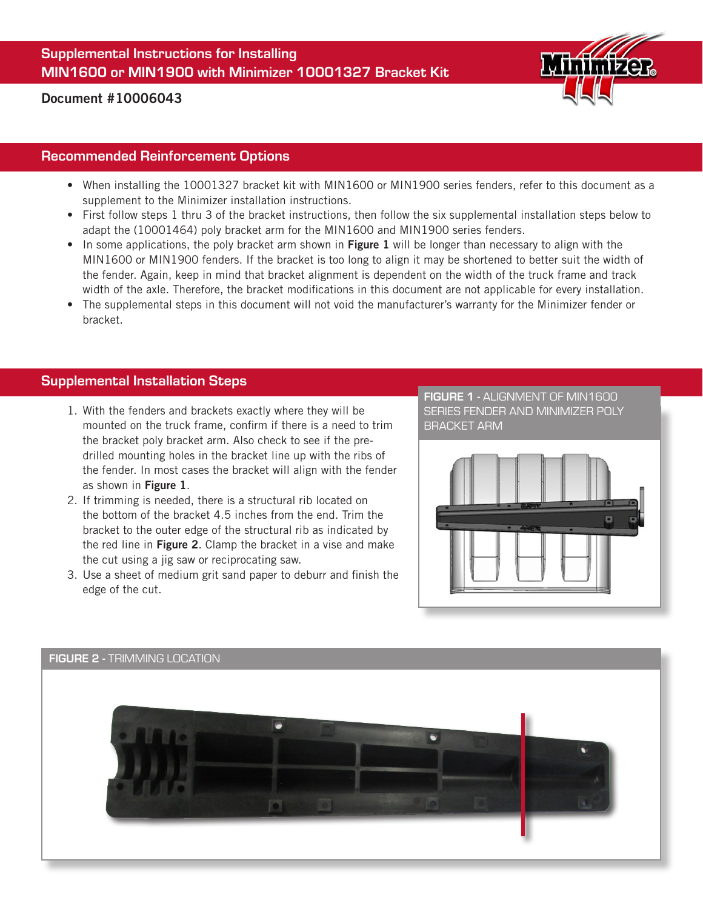# Supplemental Instructions for Installing MIN1600 or MIN1900 with Minimizer 10001327 Bracket Kit

**Document #10006043**

## Recommended Reinforcement Options

- When installing the 10001327 bracket kit with MIN1600 or MIN1900 series fenders, refer to this document as a supplement to the Minimizer installation instructions.
- First follow steps 1 thru 3 of the bracket instructions, then follow the six supplemental installation steps below to adapt the (10001464) poly bracket arm for the MIN1600 and MIN1900 series fenders.
- In some applications, the poly bracket arm shown in **Figure 1** will be longer than necessary to align with the MIN1600 or MIN1900 fenders. If the bracket is too long to align it may be shortened to better suit the width of the fender. Again, keep in mind that bracket alignment is dependent on the width of the truck frame and track width of the axle. Therefore, the bracket modifications in this document are not applicable for every installation.
- The supplemental steps in this document will not void the manufacturer's warranty for the Minimizer fender or bracket.

## Supplemental Installation Steps

1. With the fenders and brackets exactly where they will be mounted on the truck frame, confirm if there is a need to trim the bracket poly bracket arm. Also check to see if the pre-drilled mounting holes in the bracket line up with the ribs of the fender. In most cases the bracket will align with the fender as shown in **Figure 1**.
2. If trimming is needed, there is a structural rib located on the bottom of the bracket 4.5 inches from the end. Trim the bracket to the outer edge of the structural rib as indicated by the red line in **Figure 2**. Clamp the bracket in a vise and make the cut using a jig saw or reciprocating saw.
3. Use a sheet of medium grit sand paper to deburr and finish the edge of the cut.

**FIGURE 1 -** ALIGNMENT OF MIN1600 SERIES FENDER AND MINIMIZER POLY BRACKET ARM

**FIGURE 2 -** TRIMMING LOCATION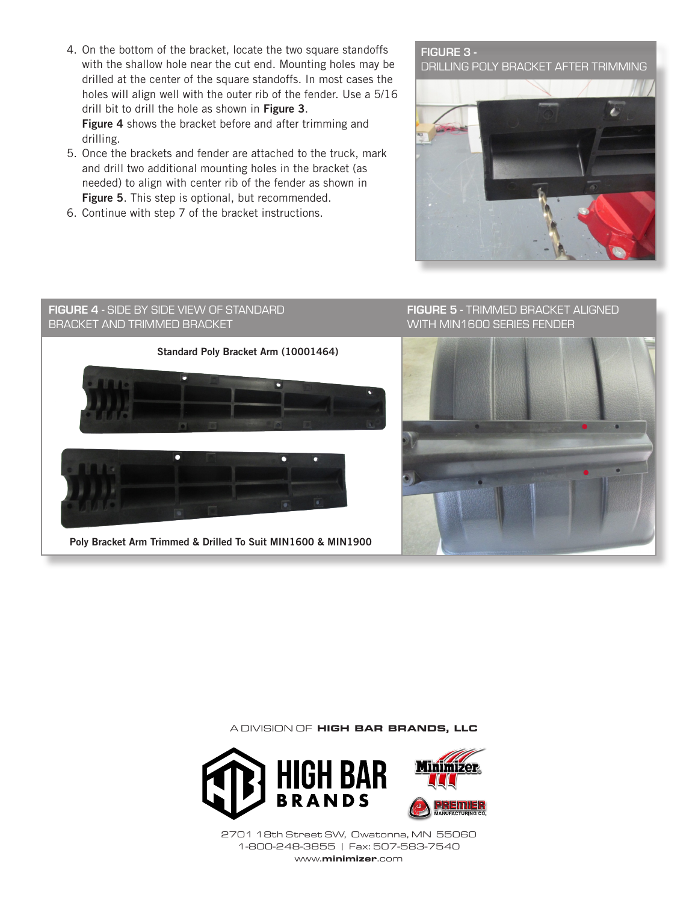4. On the bottom of the bracket, locate the two square standoffs with the shallow hole near the cut end. Mounting holes may be drilled at the center of the square standoffs. In most cases the holes will align well with the outer rib of the fender. Use a 5/16 drill bit to drill the hole as shown in **Figure 3**.
   **Figure 4** shows the bracket before and after trimming and drilling.
5. Once the brackets and fender are attached to the truck, mark and drill two additional mounting holes in the bracket (as needed) to align with center rib of the fender as shown in **Figure 5**. This step is optional, but recommended.
6. Continue with step 7 of the bracket instructions.

**FIGURE 3 -** DRILLING POLY BRACKET AFTER TRIMMING

**FIGURE 4 -** SIDE BY SIDE VIEW OF STANDARD BRACKET AND TRIMMED BRACKET

**Standard Poly Bracket Arm (10001464)**

**Poly Bracket Arm Trimmed & Drilled To Suit MIN1600 & MIN1900**

**FIGURE 5 -** TRIMMED BRACKET ALIGNED WITH MIN1600 SERIES FENDER

A DIVISION OF **HIGH BAR BRANDS, LLC**

HIGH BAR BRANDS

Minimizer

PREMIER MANUFACTURING CO.

2701 18th Street SW, Owatonna, MN 55060
1-800-248-3855 | Fax: 507-583-7540
www.**minimizer**.com